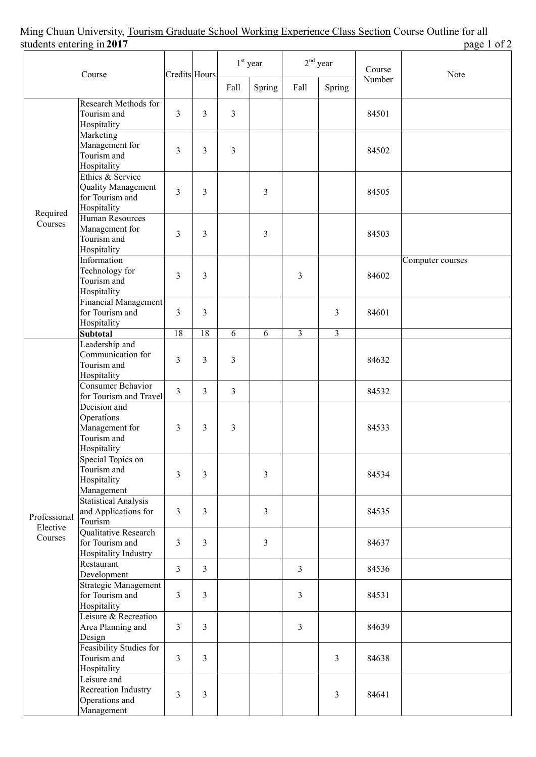Ming Chuan University, Tourism Graduate School Working Experience Class Section Course Outline for all students entering in **2017**

| Course | | Credits | Hours | 1st year | | 2nd year | | Course Number | Note |
|---|---|---|---|---|---|---|---|---|---|
| | | | | Fall | Spring | Fall | Spring | | |
| Required Courses | Research Methods for Tourism and Hospitality | 3 | 3 | 3 | | | | 84501 | |
| | Marketing Management for Tourism and Hospitality | 3 | 3 | 3 | | | | 84502 | |
| | Ethics & Service Quality Management for Tourism and Hospitality | 3 | 3 | | 3 | | | 84505 | |
| | Human Resources Management for Tourism and Hospitality | 3 | 3 | | 3 | | | 84503 | |
| | Information Technology for Tourism and Hospitality | 3 | 3 | | | 3 | | 84602 | Computer courses |
| | Financial Management for Tourism and Hospitality | 3 | 3 | | | | 3 | 84601 | |
| | **Subtotal** | 18 | 18 | 6 | 6 | 3 | 3 | | |
| Professional Elective Courses | Leadership and Communication for Tourism and Hospitality | 3 | 3 | 3 | | | | 84632 | |
| | Consumer Behavior for Tourism and Travel | 3 | 3 | 3 | | | | 84532 | |
| | Decision and Operations Management for Tourism and Hospitality | 3 | 3 | 3 | | | | 84533 | |
| | Special Topics on Tourism and Hospitality Management | 3 | 3 | | 3 | | | 84534 | |
| | Statistical Analysis and Applications for Tourism | 3 | 3 | | 3 | | | 84535 | |
| | Qualitative Research for Tourism and Hospitality Industry | 3 | 3 | | 3 | | | 84637 | |
| | Restaurant Development | 3 | 3 | | | 3 | | 84536 | |
| | Strategic Management for Tourism and Hospitality | 3 | 3 | | | 3 | | 84531 | |
| | Leisure & Recreation Area Planning and Design | 3 | 3 | | | 3 | | 84639 | |
| | Feasibility Studies for Tourism and Hospitality | 3 | 3 | | | | 3 | 84638 | |
| | Leisure and Recreation Industry Operations and Management | 3 | 3 | | | | 3 | 84641 | |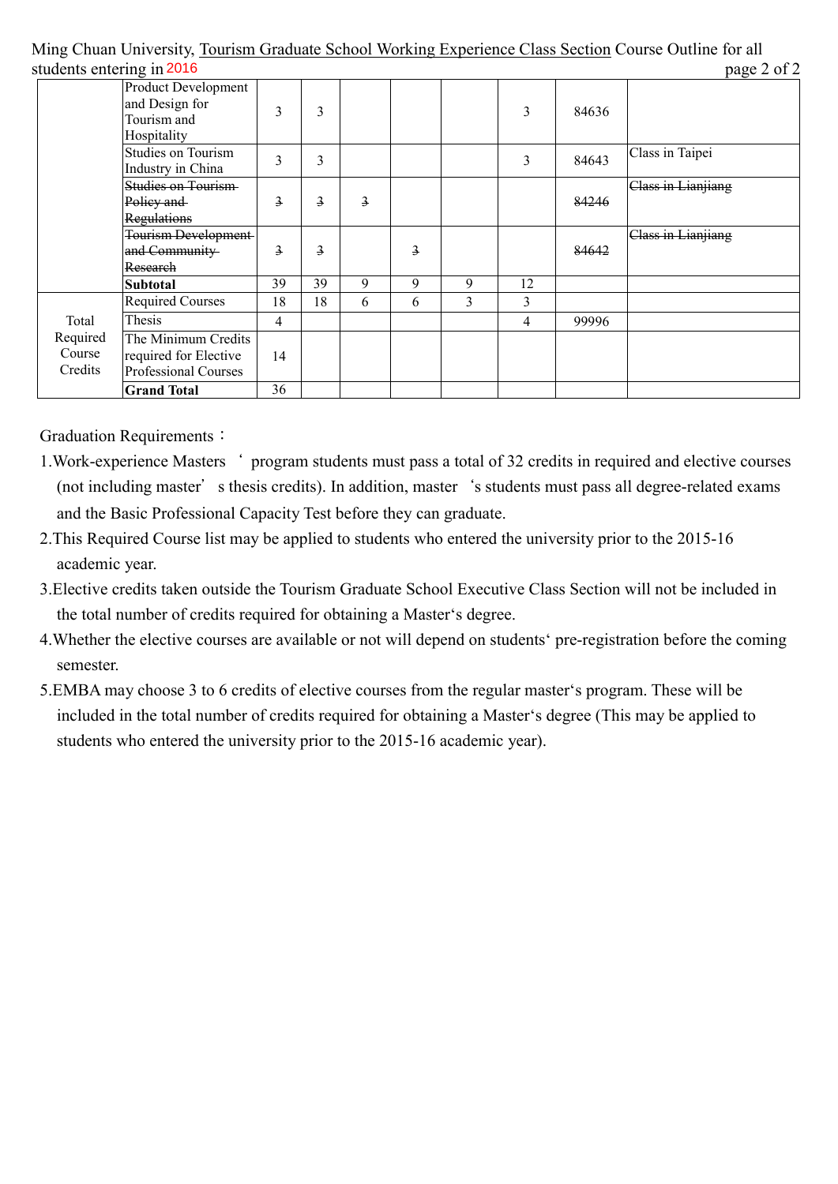Ming Chuan University, Tourism Graduate School Working Experience Class Section Course Outline for all students entering in 2016

| | | | | | | | | | |
|---|---|---|---|---|---|---|---|---|---|
| | Product Development and Design for Tourism and Hospitality | 3 | 3 | | | | 3 | 84636 | |
| | Studies on Tourism Industry in China | 3 | 3 | | | | 3 | 84643 | Class in Taipei |
| | ~~Studies on Tourism Policy and Regulations~~ | ~~3~~ | ~~3~~ | ~~3~~ | | | | ~~84246~~ | ~~Class in Lianjiang~~ |
| | ~~Tourism Development and Community Research~~ | ~~3~~ | ~~3~~ | | ~~3~~ | | | ~~84642~~ | ~~Class in Lianjiang~~ |
| | **Subtotal** | 39 | 39 | 9 | 9 | 9 | 12 | | |
| Total Required Course Credits | Required Courses | 18 | 18 | 6 | 6 | 3 | 3 | | |
| | Thesis | 4 | | | | | 4 | 99996 | |
| | The Minimum Credits required for Elective Professional Courses | 14 | | | | | | | |
| | **Grand Total** | 36 | | | | | | | |

Graduation Requirements：

1. Work-experience Masters ‘ program students must pass a total of 32 credits in required and elective courses (not including master’ s thesis credits). In addition, master ‘s students must pass all degree-related exams and the Basic Professional Capacity Test before they can graduate.
2. This Required Course list may be applied to students who entered the university prior to the 2015-16 academic year.
3. Elective credits taken outside the Tourism Graduate School Executive Class Section will not be included in the total number of credits required for obtaining a Master‘s degree.
4. Whether the elective courses are available or not will depend on students‘ pre-registration before the coming semester.
5. EMBA may choose 3 to 6 credits of elective courses from the regular master‘s program. These will be included in the total number of credits required for obtaining a Master‘s degree (This may be applied to students who entered the university prior to the 2015-16 academic year).